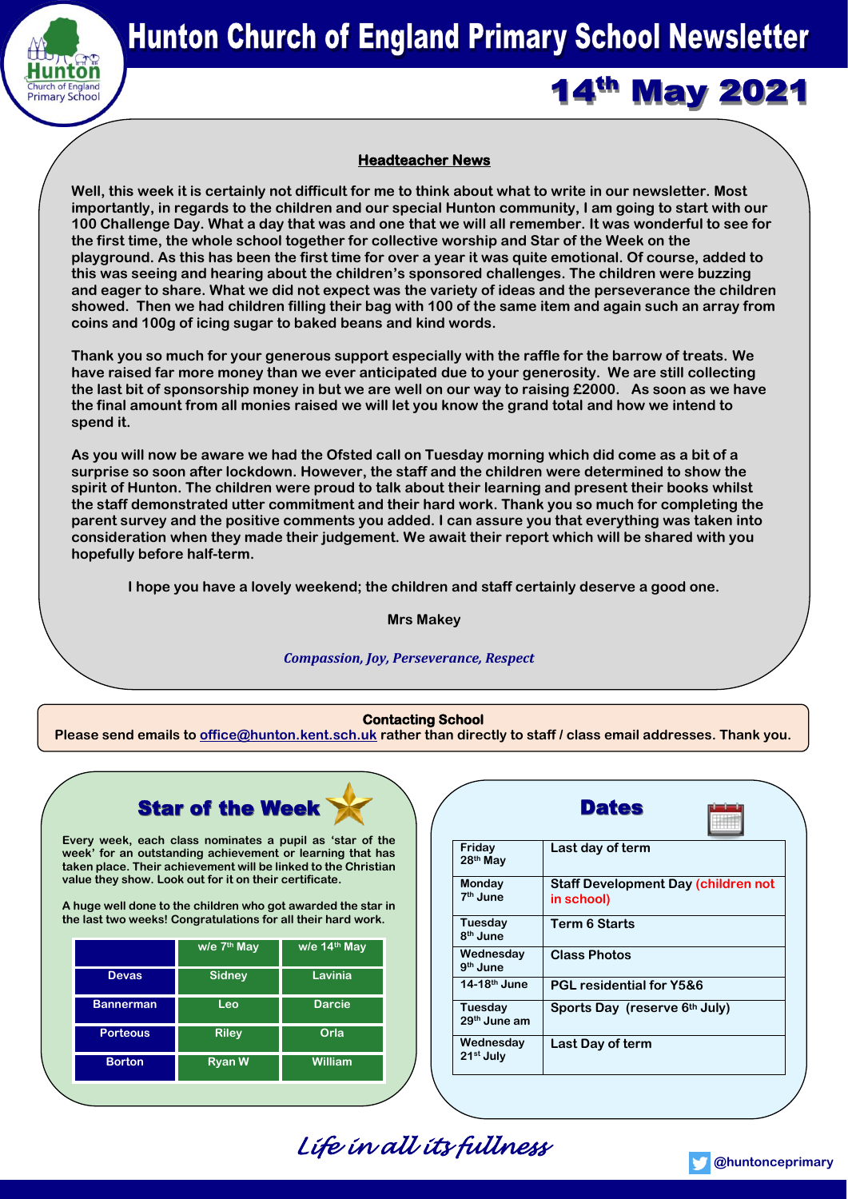# Hunton Church of England Primary School Newsletter

## 14th May 2021

### Headteacher News

**Well, this week it is certainly not difficult for me to think about what to write in our newsletter. Most importantly, in regards to the children and our special Hunton community, I am going to start with our 100 Challenge Day. What a day that was and one that we will all remember. It was wonderful to see for the first time, the whole school together for collective worship and Star of the Week on the playground. As this has been the first time for over a year it was quite emotional. Of course, added to this was seeing and hearing about the children's sponsored challenges. The children were buzzing and eager to share. What we did not expect was the variety of ideas and the perseverance the children showed. Then we had children filling their bag with 100 of the same item and again such an array from coins and 100g of icing sugar to baked beans and kind words.**

**Thank you so much for your generous support especially with the raffle for the barrow of treats. We have raised far more money than we ever anticipated due to your generosity. We are still collecting the last bit of sponsorship money in but we are well on our way to raising £2000. As soon as we have the final amount from all monies raised we will let you know the grand total and how we intend to spend it.**

**As you will now be aware we had the Ofsted call on Tuesday morning which did come as a bit of a surprise so soon after lockdown. However, the staff and the children were determined to show the spirit of Hunton. The children were proud to talk about their learning and present their books whilst the staff demonstrated utter commitment and their hard work. Thank you so much for completing the parent survey and the positive comments you added. I can assure you that everything was taken into consideration when they made their judgement. We await their report which will be shared with you hopefully before half-term.**

**I hope you have a lovely weekend; the children and staff certainly deserve a good one.**

**Mrs Makey**

*Compassion, Joy, Perseverance, Respect*

**Contacting School**

**Please send emails to office@hunton.kent.sch.uk rather than directly to staff / class email addresses. Thank you.**

### Star of the Week

**Every week, each class nominates a pupil as 'star of the week' for an outstanding achievement or learning that has taken place. Their achievement will be linked to the Christian value they show. Look out for it on their certificate.**

**A huge well done to the children who got awarded the star in the last two weeks! Congratulations for all their hard work.**

| | w/e 7th May | w/e 14th May |
|---|---|---|
| Devas | Sidney | Lavinia |
| Bannerman | Leo | Darcie |
| Porteous | Riley | Orla |
| Borton | Ryan W | William |

### Dates

| | |
|---|---|
| Friday 28th May | Last day of term |
| Monday 7th June | Staff Development Day (children not in school) |
| Tuesday 8th June | Term 6 Starts |
| Wednesday 9th June | Class Photos |
| 14-18th June | PGL residential for Y5&6 |
| Tuesday 29th June am | Sports Day (reserve 6th July) |
| Wednesday 21st July | Last Day of term |

*Life in all its fullness*

@huntonceprimary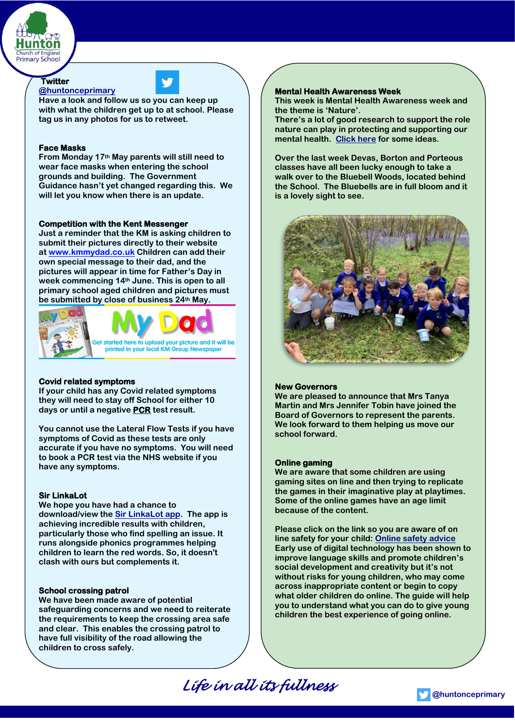### Twitter

@huntonceprimary

Have a look and follow us so you can keep up with what the children get up to at school. Please tag us in any photos for us to retweet.

### Face Masks

From Monday 17th May parents will still need to wear face masks when entering the school grounds and building. The Government Guidance hasn't yet changed regarding this. We will let you know when there is an update.

### Competition with the Kent Messenger

Just a reminder that the KM is asking children to submit their pictures directly to their website at www.kmmydad.co.uk Children can add their own special message to their dad, and the pictures will appear in time for Father's Day in week commencing 14th June. This is open to all primary school aged children and pictures must be submitted by close of business 24th May.

My Dad

Get started here to upload your picture and it will be printed in your local KM Group Newspaper

### Covid related symptoms

If your child has any Covid related symptoms they will need to stay off School for either 10 days or until a negative **PCR** test result.

You cannot use the Lateral Flow Tests if you have symptoms of Covid as these tests are only accurate if you have no symptoms. You will need to book a PCR test via the NHS website if you have any symptoms.

### Sir LinkaLot

We hope you have had a chance to download/view the Sir LinkaLot app. The app is achieving incredible results with children, particularly those who find spelling an issue. It runs alongside phonics programmes helping children to learn the red words. So, it doesn't clash with ours but complements it.

### School crossing patrol

We have been made aware of potential safeguarding concerns and we need to reiterate the requirements to keep the crossing area safe and clear. This enables the crossing patrol to have full visibility of the road allowing the children to cross safely.

### Mental Health Awareness Week

This week is Mental Health Awareness week and the theme is 'Nature'.

There's a lot of good research to support the role nature can play in protecting and supporting our mental health. Click here for some ideas.

Over the last week Devas, Borton and Porteous classes have all been lucky enough to take a walk over to the Bluebell Woods, located behind the School. The Bluebells are in full bloom and it is a lovely sight to see.

### New Governors

We are pleased to announce that Mrs Tanya Martin and Mrs Jennifer Tobin have joined the Board of Governors to represent the parents. We look forward to them helping us move our school forward.

### Online gaming

We are aware that some children are using gaming sites on line and then trying to replicate the games in their imaginative play at playtimes. Some of the online games have an age limit because of the content.

Please click on the link so you are aware of on line safety for your child: Online safety advice

Early use of digital technology has been shown to improve language skills and promote children's social development and creativity but it's not without risks for young children, who may come across inappropriate content or begin to copy what older children do online. The guide will help you to understand what you can do to give young children the best experience of going online.

*Life in all its fullness*